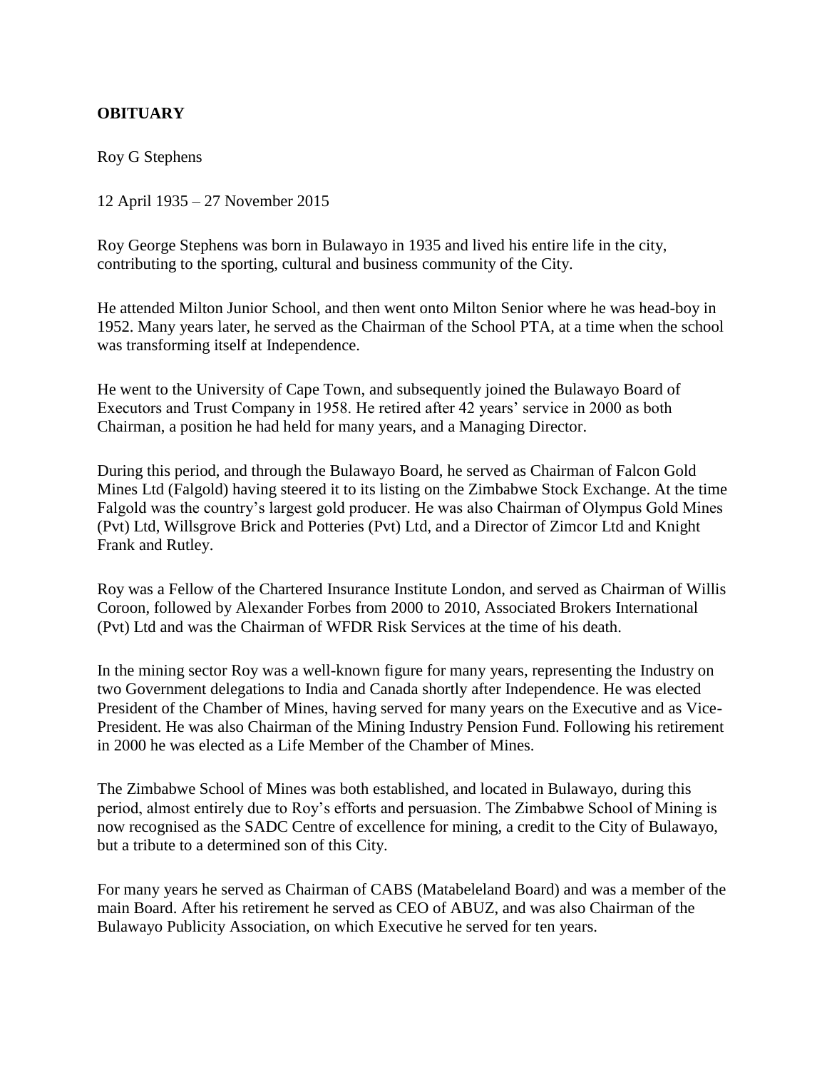**OBITUARY**

Roy G Stephens

12 April 1935 – 27 November 2015

Roy George Stephens was born in Bulawayo in 1935 and lived his entire life in the city, contributing to the sporting, cultural and business community of the City.

He attended Milton Junior School, and then went onto Milton Senior where he was head-boy in 1952. Many years later, he served as the Chairman of the School PTA, at a time when the school was transforming itself at Independence.

He went to the University of Cape Town, and subsequently joined the Bulawayo Board of Executors and Trust Company in 1958. He retired after 42 years' service in 2000 as both Chairman, a position he had held for many years, and a Managing Director.

During this period, and through the Bulawayo Board, he served as Chairman of Falcon Gold Mines Ltd (Falgold) having steered it to its listing on the Zimbabwe Stock Exchange. At the time Falgold was the country's largest gold producer. He was also Chairman of Olympus Gold Mines (Pvt) Ltd, Willsgrove Brick and Potteries (Pvt) Ltd, and a Director of Zimcor Ltd and Knight Frank and Rutley.

Roy was a Fellow of the Chartered Insurance Institute London, and served as Chairman of Willis Coroon, followed by Alexander Forbes from 2000 to 2010, Associated Brokers International (Pvt) Ltd and was the Chairman of WFDR Risk Services at the time of his death.

In the mining sector Roy was a well-known figure for many years, representing the Industry on two Government delegations to India and Canada shortly after Independence. He was elected President of the Chamber of Mines, having served for many years on the Executive and as Vice-President. He was also Chairman of the Mining Industry Pension Fund. Following his retirement in 2000 he was elected as a Life Member of the Chamber of Mines.

The Zimbabwe School of Mines was both established, and located in Bulawayo, during this period, almost entirely due to Roy's efforts and persuasion. The Zimbabwe School of Mining is now recognised as the SADC Centre of excellence for mining, a credit to the City of Bulawayo, but a tribute to a determined son of this City.

For many years he served as Chairman of CABS (Matabeleland Board) and was a member of the main Board. After his retirement he served as CEO of ABUZ, and was also Chairman of the Bulawayo Publicity Association, on which Executive he served for ten years.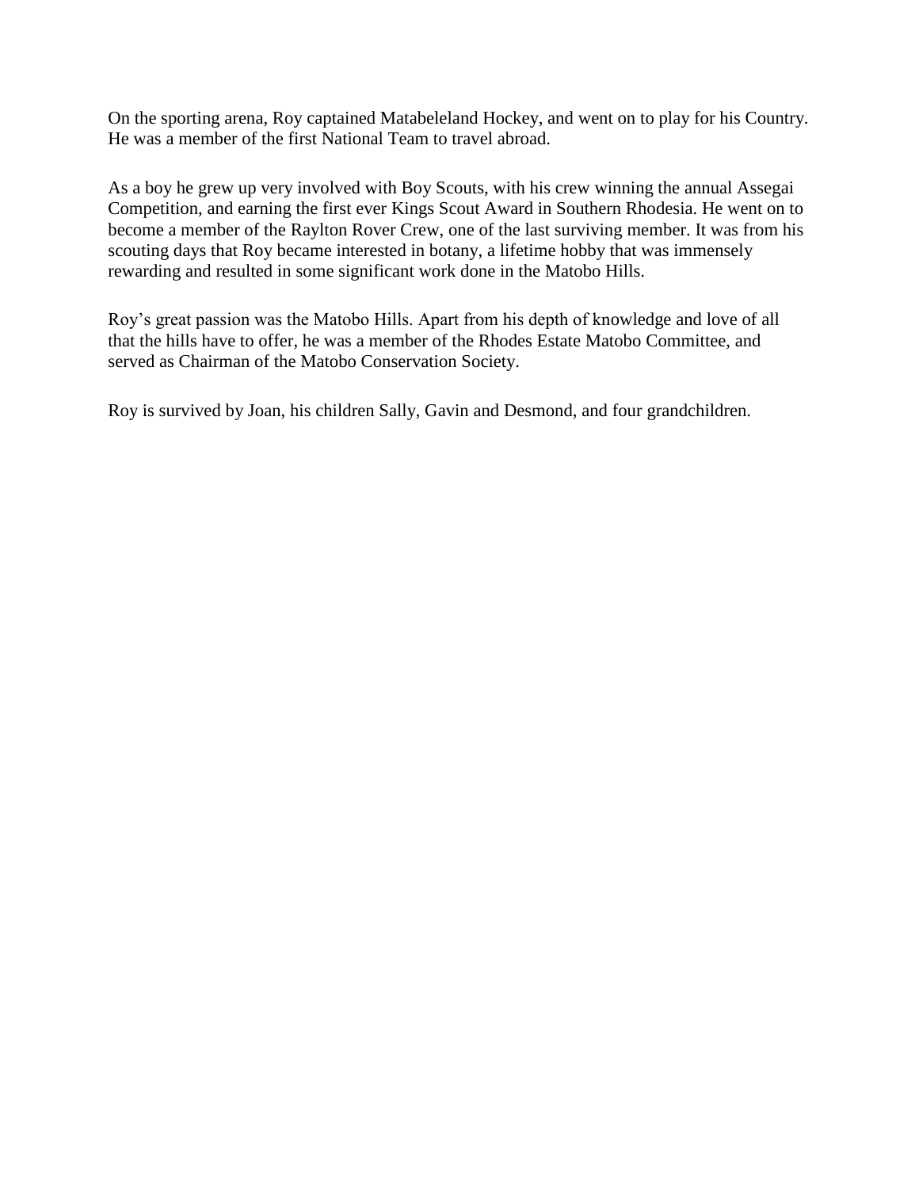On the sporting arena, Roy captained Matabeleland Hockey, and went on to play for his Country. He was a member of the first National Team to travel abroad.

As a boy he grew up very involved with Boy Scouts, with his crew winning the annual Assegai Competition, and earning the first ever Kings Scout Award in Southern Rhodesia. He went on to become a member of the Raylton Rover Crew, one of the last surviving member. It was from his scouting days that Roy became interested in botany, a lifetime hobby that was immensely rewarding and resulted in some significant work done in the Matobo Hills.

Roy's great passion was the Matobo Hills. Apart from his depth of knowledge and love of all that the hills have to offer, he was a member of the Rhodes Estate Matobo Committee, and served as Chairman of the Matobo Conservation Society.

Roy is survived by Joan, his children Sally, Gavin and Desmond, and four grandchildren.